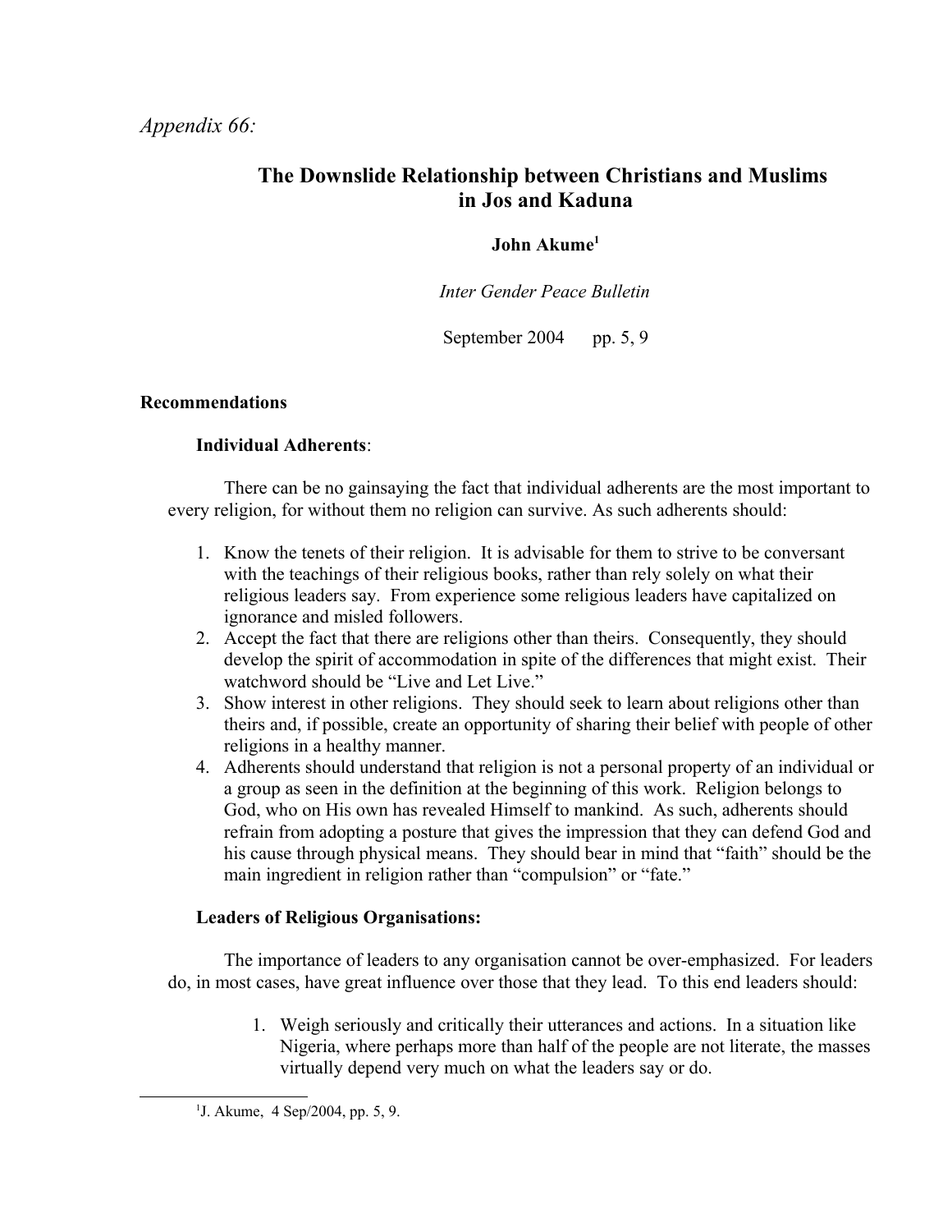*Appendix 66:*

# The Downslide Relationship between Christians and Muslims in Jos and Kaduna

**John Akume**[1]

*Inter Gender Peace Bulletin*

September 2004 pp. 5, 9

**Recommendations**

**Individual Adherents**:

There can be no gainsaying the fact that individual adherents are the most important to every religion, for without them no religion can survive. As such adherents should:

1. Know the tenets of their religion. It is advisable for them to strive to be conversant with the teachings of their religious books, rather than rely solely on what their religious leaders say. From experience some religious leaders have capitalized on ignorance and misled followers.
2. Accept the fact that there are religions other than theirs. Consequently, they should develop the spirit of accommodation in spite of the differences that might exist. Their watchword should be "Live and Let Live."
3. Show interest in other religions. They should seek to learn about religions other than theirs and, if possible, create an opportunity of sharing their belief with people of other religions in a healthy manner.
4. Adherents should understand that religion is not a personal property of an individual or a group as seen in the definition at the beginning of this work. Religion belongs to God, who on His own has revealed Himself to mankind. As such, adherents should refrain from adopting a posture that gives the impression that they can defend God and his cause through physical means. They should bear in mind that "faith" should be the main ingredient in religion rather than "compulsion" or "fate."

**Leaders of Religious Organisations:**

The importance of leaders to any organisation cannot be over-emphasized. For leaders do, in most cases, have great influence over those that they lead. To this end leaders should:

1. Weigh seriously and critically their utterances and actions. In a situation like Nigeria, where perhaps more than half of the people are not literate, the masses virtually depend very much on what the leaders say or do.

[1] J. Akume, 4 Sep/2004, pp. 5, 9.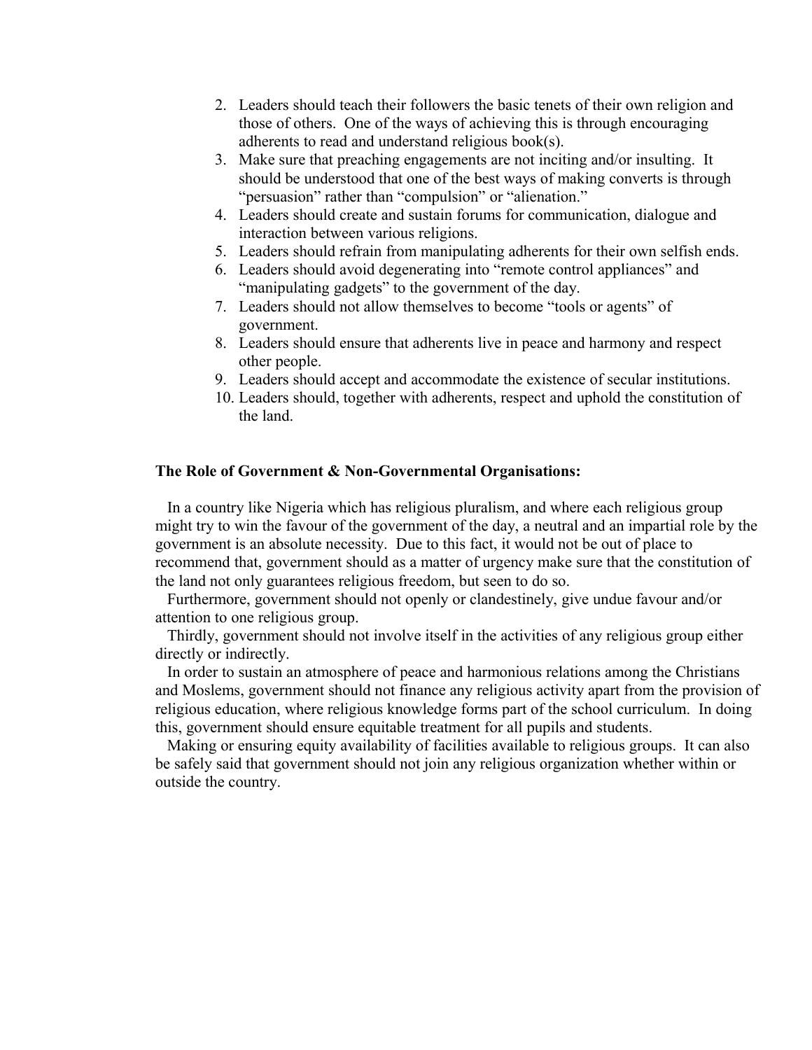2. Leaders should teach their followers the basic tenets of their own religion and those of others. One of the ways of achieving this is through encouraging adherents to read and understand religious book(s).
3. Make sure that preaching engagements are not inciting and/or insulting. It should be understood that one of the best ways of making converts is through "persuasion" rather than "compulsion" or "alienation."
4. Leaders should create and sustain forums for communication, dialogue and interaction between various religions.
5. Leaders should refrain from manipulating adherents for their own selfish ends.
6. Leaders should avoid degenerating into "remote control appliances" and "manipulating gadgets" to the government of the day.
7. Leaders should not allow themselves to become "tools or agents" of government.
8. Leaders should ensure that adherents live in peace and harmony and respect other people.
9. Leaders should accept and accommodate the existence of secular institutions.
10. Leaders should, together with adherents, respect and uphold the constitution of the land.

**The Role of Government & Non-Governmental Organisations:**

In a country like Nigeria which has religious pluralism, and where each religious group might try to win the favour of the government of the day, a neutral and an impartial role by the government is an absolute necessity. Due to this fact, it would not be out of place to recommend that, government should as a matter of urgency make sure that the constitution of the land not only guarantees religious freedom, but seen to do so.

Furthermore, government should not openly or clandestinely, give undue favour and/or attention to one religious group.

Thirdly, government should not involve itself in the activities of any religious group either directly or indirectly.

In order to sustain an atmosphere of peace and harmonious relations among the Christians and Moslems, government should not finance any religious activity apart from the provision of religious education, where religious knowledge forms part of the school curriculum. In doing this, government should ensure equitable treatment for all pupils and students.

Making or ensuring equity availability of facilities available to religious groups. It can also be safely said that government should not join any religious organization whether within or outside the country.